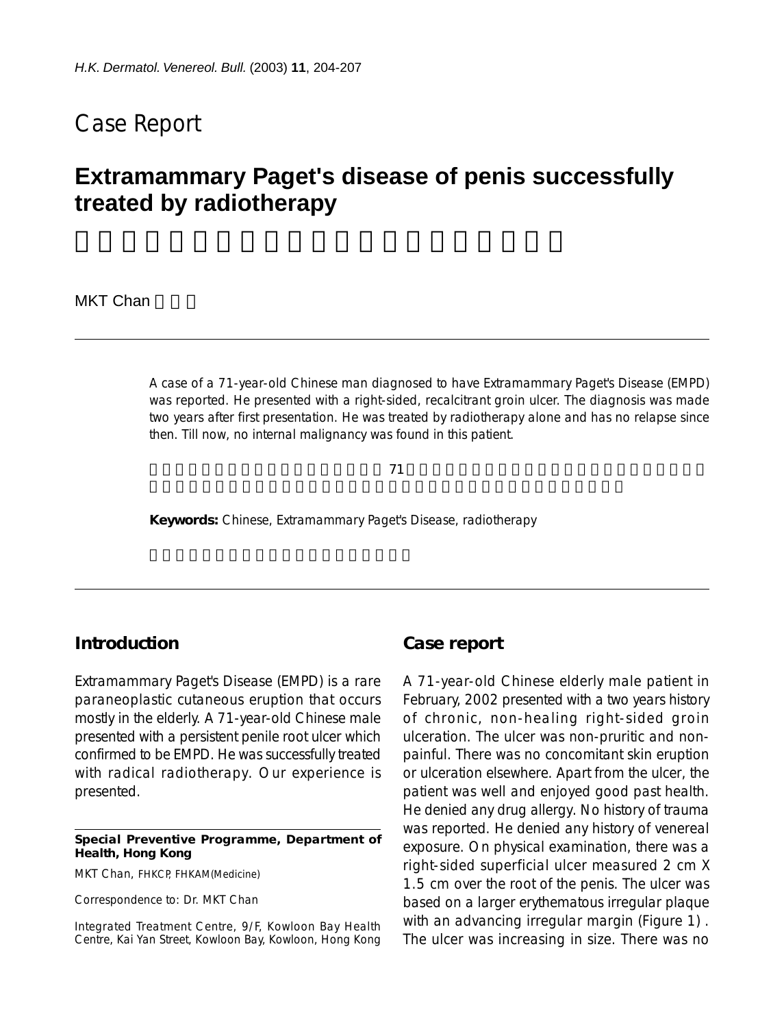# Case Report

## Extramammary Paget's disease of penis successfully treated by radiotherapy

MKT Chan

A case of a 71-year-old Chinese man diagnosed to have Extramammary Paget's Disease (EMPD) was reported. He presented with a right-sided, recalcitrant groin ulcer. The diagnosis was made two years after first presentation. He was treated by radiotherapy alone and has no relapse since then. Till now, no internal malignancy was found in this patient.

**Keywords:** Chinese, Extramammary Paget's Disease, radiotherapy

## Introduction

Extramammary Paget's Disease (EMPD) is a rare paraneoplastic cutaneous eruption that occurs mostly in the elderly. A 71-year-old Chinese male presented with a persistent penile root ulcer which confirmed to be EMPD. He was successfully treated with radical radiotherapy. Our experience is presented.

**Special Preventive Programme, Department of Health, Hong Kong**

MKT Chan, FHKCP, FHKAM(Medicine)

Correspondence to: Dr. MKT Chan

Integrated Treatment Centre, 9/F, Kowloon Bay Health Centre, Kai Yan Street, Kowloon Bay, Kowloon, Hong Kong

## Case report

A 71-year-old Chinese elderly male patient in February, 2002 presented with a two years history of chronic, non-healing right-sided groin ulceration. The ulcer was non-pruritic and non-painful. There was no concomitant skin eruption or ulceration elsewhere. Apart from the ulcer, the patient was well and enjoyed good past health. He denied any drug allergy. No history of trauma was reported. He denied any history of venereal exposure. On physical examination, there was a right-sided superficial ulcer measured 2 cm X 1.5 cm over the root of the penis. The ulcer was based on a larger erythematous irregular plaque with an advancing irregular margin (Figure 1) . The ulcer was increasing in size. There was no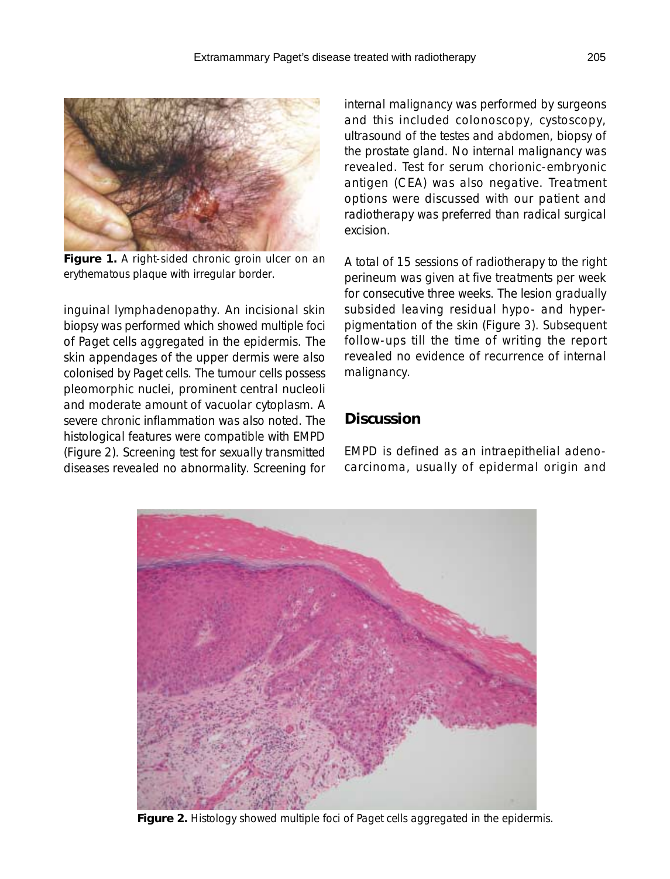Figure 1. A right-sided chronic groin ulcer on an erythematous plaque with irregular border.

inguinal lymphadenopathy. An incisional skin biopsy was performed which showed multiple foci of Paget cells aggregated in the epidermis. The skin appendages of the upper dermis were also colonised by Paget cells. The tumour cells possess pleomorphic nuclei, prominent central nucleoli and moderate amount of vacuolar cytoplasm. A severe chronic inflammation was also noted. The histological features were compatible with EMPD (Figure 2). Screening test for sexually transmitted diseases revealed no abnormality. Screening for internal malignancy was performed by surgeons and this included colonoscopy, cystoscopy, ultrasound of the testes and abdomen, biopsy of the prostate gland. No internal malignancy was revealed. Test for serum chorionic-embryonic antigen (CEA) was also negative. Treatment options were discussed with our patient and radiotherapy was preferred than radical surgical excision.

A total of 15 sessions of radiotherapy to the right perineum was given at five treatments per week for consecutive three weeks. The lesion gradually subsided leaving residual hypo- and hyper-pigmentation of the skin (Figure 3). Subsequent follow-ups till the time of writing the report revealed no evidence of recurrence of internal malignancy.

## Discussion

EMPD is defined as an intraepithelial adenocarcinoma, usually of epidermal origin and

Figure 2. Histology showed multiple foci of Paget cells aggregated in the epidermis.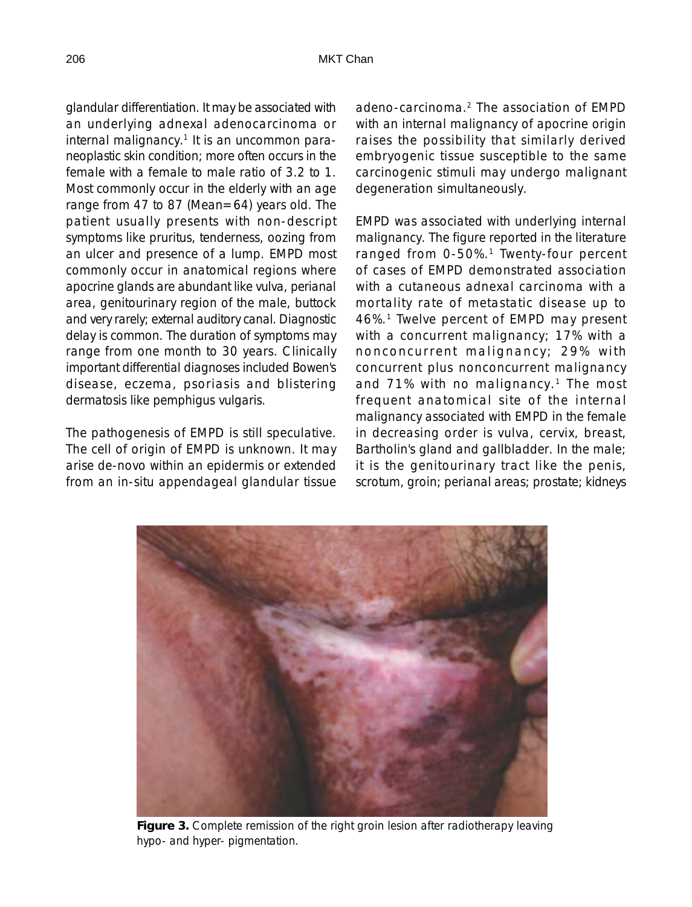glandular differentiation. It may be associated with an underlying adnexal adenocarcinoma or internal malignancy.[1] It is an uncommon para-neoplastic skin condition; more often occurs in the female with a female to male ratio of 3.2 to 1. Most commonly occur in the elderly with an age range from 47 to 87 (Mean=64) years old. The patient usually presents with non-descript symptoms like pruritus, tenderness, oozing from an ulcer and presence of a lump. EMPD most commonly occur in anatomical regions where apocrine glands are abundant like vulva, perianal area, genitourinary region of the male, buttock and very rarely; external auditory canal. Diagnostic delay is common. The duration of symptoms may range from one month to 30 years. Clinically important differential diagnoses included Bowen's disease, eczema, psoriasis and blistering dermatosis like pemphigus vulgaris.

The pathogenesis of EMPD is still speculative. The cell of origin of EMPD is unknown. It may arise de-novo within an epidermis or extended from an in-situ appendageal glandular tissue adeno-carcinoma.[2] The association of EMPD with an internal malignancy of apocrine origin raises the possibility that similarly derived embryogenic tissue susceptible to the same carcinogenic stimuli may undergo malignant degeneration simultaneously.

EMPD was associated with underlying internal malignancy. The figure reported in the literature ranged from 0-50%.[1] Twenty-four percent of cases of EMPD demonstrated association with a cutaneous adnexal carcinoma with a mortality rate of metastatic disease up to 46%.[1] Twelve percent of EMPD may present with a concurrent malignancy; 17% with a nonconcurrent malignancy; 29% with concurrent plus nonconcurrent malignancy and 71% with no malignancy.[1] The most frequent anatomical site of the internal malignancy associated with EMPD in the female in decreasing order is vulva, cervix, breast, Bartholin's gland and gallbladder. In the male; it is the genitourinary tract like the penis, scrotum, groin; perianal areas; prostate; kidneys

**Figure 3.** Complete remission of the right groin lesion after radiotherapy leaving hypo- and hyper- pigmentation.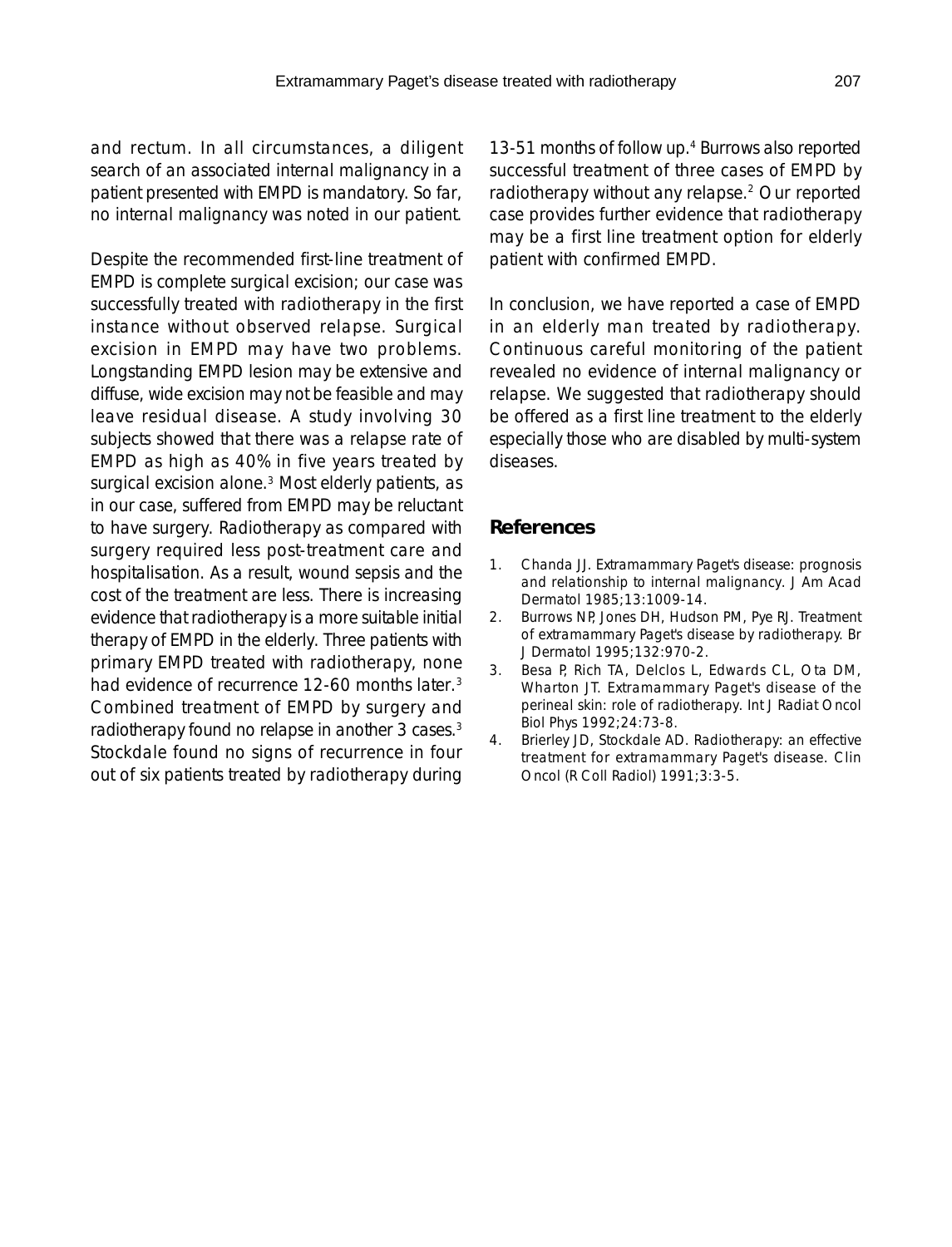and rectum. In all circumstances, a diligent search of an associated internal malignancy in a patient presented with EMPD is mandatory. So far, no internal malignancy was noted in our patient.

Despite the recommended first-line treatment of EMPD is complete surgical excision; our case was successfully treated with radiotherapy in the first instance without observed relapse. Surgical excision in EMPD may have two problems. Longstanding EMPD lesion may be extensive and diffuse, wide excision may not be feasible and may leave residual disease. A study involving 30 subjects showed that there was a relapse rate of EMPD as high as 40% in five years treated by surgical excision alone.[3] Most elderly patients, as in our case, suffered from EMPD may be reluctant to have surgery. Radiotherapy as compared with surgery required less post-treatment care and hospitalisation. As a result, wound sepsis and the cost of the treatment are less. There is increasing evidence that radiotherapy is a more suitable initial therapy of EMPD in the elderly. Three patients with primary EMPD treated with radiotherapy, none had evidence of recurrence 12-60 months later.[3] Combined treatment of EMPD by surgery and radiotherapy found no relapse in another 3 cases.[3] Stockdale found no signs of recurrence in four out of six patients treated by radiotherapy during 13-51 months of follow up.[4] Burrows also reported successful treatment of three cases of EMPD by radiotherapy without any relapse.[2] Our reported case provides further evidence that radiotherapy may be a first line treatment option for elderly patient with confirmed EMPD.

In conclusion, we have reported a case of EMPD in an elderly man treated by radiotherapy. Continuous careful monitoring of the patient revealed no evidence of internal malignancy or relapse. We suggested that radiotherapy should be offered as a first line treatment to the elderly especially those who are disabled by multi-system diseases.

## References

1. Chanda JJ. Extramammary Paget's disease: prognosis and relationship to internal malignancy. J Am Acad Dermatol 1985;13:1009-14.
2. Burrows NP, Jones DH, Hudson PM, Pye RJ. Treatment of extramammary Paget's disease by radiotherapy. Br J Dermatol 1995;132:970-2.
3. Besa P, Rich TA, Delclos L, Edwards CL, Ota DM, Wharton JT. Extramammary Paget's disease of the perineal skin: role of radiotherapy. Int J Radiat Oncol Biol Phys 1992;24:73-8.
4. Brierley JD, Stockdale AD. Radiotherapy: an effective treatment for extramammary Paget's disease. Clin Oncol (R Coll Radiol) 1991;3:3-5.